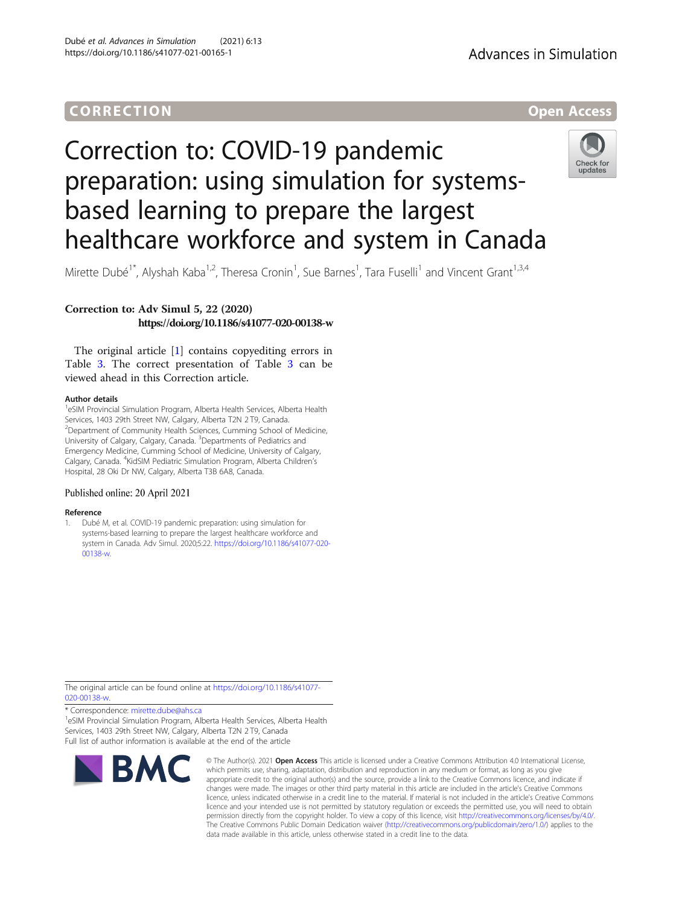CORRECTION

Open Access

# Correction to: COVID-19 pandemic preparation: using simulation for systems-based learning to prepare the largest healthcare workforce and system in Canada

Mirette Dubé[1*], Alyshah Kaba[1,2], Theresa Cronin[1], Sue Barnes[1], Tara Fuselli[1] and Vincent Grant[1,3,4]

**Correction to: Adv Simul 5, 22 (2020)**
**https://doi.org/10.1186/s41077-020-00138-w**

The original article [1] contains copyediting errors in Table 3. The correct presentation of Table 3 can be viewed ahead in this Correction article.

#### Author details

[1]eSIM Provincial Simulation Program, Alberta Health Services, Alberta Health Services, 1403 29th Street NW, Calgary, Alberta T2N 2T9, Canada. [2]Department of Community Health Sciences, Cumming School of Medicine, University of Calgary, Calgary, Canada. [3]Departments of Pediatrics and Emergency Medicine, Cumming School of Medicine, University of Calgary, Calgary, Canada. [4]KidSIM Pediatric Simulation Program, Alberta Children's Hospital, 28 Oki Dr NW, Calgary, Alberta T3B 6A8, Canada.

Published online: 20 April 2021

#### Reference

1. Dubé M, et al. COVID-19 pandemic preparation: using simulation for systems-based learning to prepare the largest healthcare workforce and system in Canada. Adv Simul. 2020;5:22. https://doi.org/10.1186/s41077-020-00138-w.

The original article can be found online at https://doi.org/10.1186/s41077-020-00138-w.

\* Correspondence: mirette.dube@ahs.ca
[1]eSIM Provincial Simulation Program, Alberta Health Services, Alberta Health Services, 1403 29th Street NW, Calgary, Alberta T2N 2T9, Canada
Full list of author information is available at the end of the article

© The Author(s). 2021 **Open Access** This article is licensed under a Creative Commons Attribution 4.0 International License, which permits use, sharing, adaptation, distribution and reproduction in any medium or format, as long as you give appropriate credit to the original author(s) and the source, provide a link to the Creative Commons licence, and indicate if changes were made. The images or other third party material in this article are included in the article's Creative Commons licence, unless indicated otherwise in a credit line to the material. If material is not included in the article's Creative Commons licence and your intended use is not permitted by statutory regulation or exceeds the permitted use, you will need to obtain permission directly from the copyright holder. To view a copy of this licence, visit http://creativecommons.org/licenses/by/4.0/. The Creative Commons Public Domain Dedication waiver (http://creativecommons.org/publicdomain/zero/1.0/) applies to the data made available in this article, unless otherwise stated in a credit line to the data.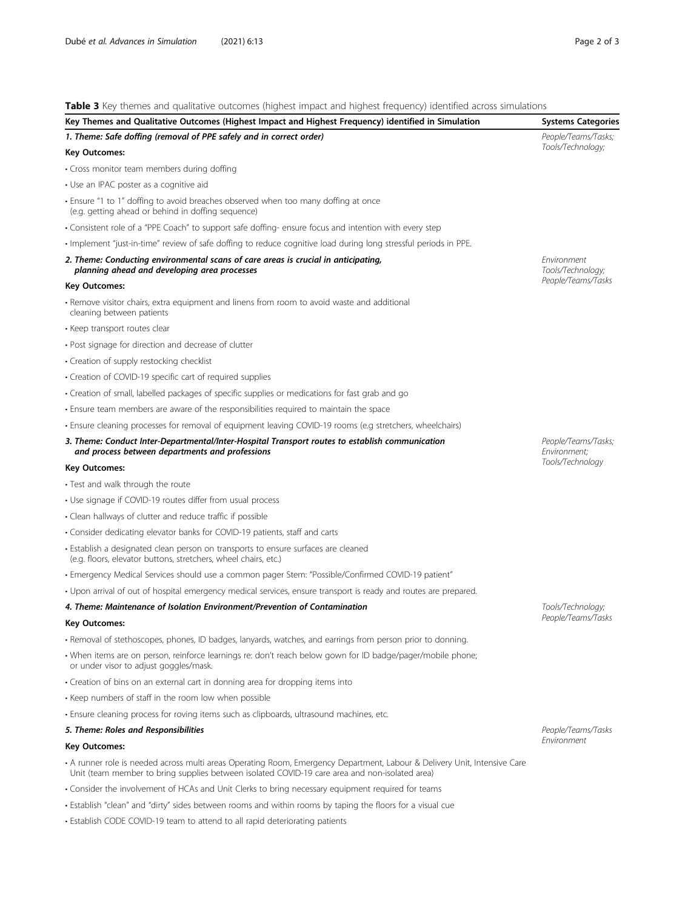**Table 3** Key themes and qualitative outcomes (highest impact and highest frequency) identified across simulations

| Key Themes and Qualitative Outcomes (Highest Impact and Highest Frequency) identified in Simulation | Systems Categories |
|---|---|
| ***1. Theme: Safe doffing (removal of PPE safely and in correct order)*** | *People/Teams/Tasks; Tools/Technology;* |
| **Key Outcomes:** | |
| • Cross monitor team members during doffing | |
| • Use an IPAC poster as a cognitive aid | |
| • Ensure "1 to 1" doffing to avoid breaches observed when too many doffing at once (e.g. getting ahead or behind in doffing sequence) | |
| • Consistent role of a "PPE Coach" to support safe doffing- ensure focus and intention with every step | |
| • Implement "just-in-time" review of safe doffing to reduce cognitive load during long stressful periods in PPE. | |
| ***2. Theme: Conducting environmental scans of care areas is crucial in anticipating, planning ahead and developing area processes*** | *Environment Tools/Technology; People/Teams/Tasks* |
| **Key Outcomes:** | |
| • Remove visitor chairs, extra equipment and linens from room to avoid waste and additional cleaning between patients | |
| • Keep transport routes clear | |
| • Post signage for direction and decrease of clutter | |
| • Creation of supply restocking checklist | |
| • Creation of COVID-19 specific cart of required supplies | |
| • Creation of small, labelled packages of specific supplies or medications for fast grab and go | |
| • Ensure team members are aware of the responsibilities required to maintain the space | |
| • Ensure cleaning processes for removal of equipment leaving COVID-19 rooms (e.g stretchers, wheelchairs) | |
| ***3. Theme: Conduct Inter-Departmental/Inter-Hospital Transport routes to establish communication and process between departments and professions*** | *People/Teams/Tasks; Environment; Tools/Technology* |
| **Key Outcomes:** | |
| • Test and walk through the route | |
| • Use signage if COVID-19 routes differ from usual process | |
| • Clean hallways of clutter and reduce traffic if possible | |
| • Consider dedicating elevator banks for COVID-19 patients, staff and carts | |
| • Establish a designated clean person on transports to ensure surfaces are cleaned (e.g. floors, elevator buttons, stretchers, wheel chairs, etc.) | |
| • Emergency Medical Services should use a common pager Stem: "Possible/Confirmed COVID-19 patient" | |
| • Upon arrival of out of hospital emergency medical services, ensure transport is ready and routes are prepared. | |
| ***4. Theme: Maintenance of Isolation Environment/Prevention of Contamination*** | *Tools/Technology; People/Teams/Tasks* |
| **Key Outcomes:** | |
| • Removal of stethoscopes, phones, ID badges, lanyards, watches, and earrings from person prior to donning. | |
| • When items are on person, reinforce learnings re: don't reach below gown for ID badge/pager/mobile phone; or under visor to adjust goggles/mask. | |
| • Creation of bins on an external cart in donning area for dropping items into | |
| • Keep numbers of staff in the room low when possible | |
| • Ensure cleaning process for roving items such as clipboards, ultrasound machines, etc. | |
| ***5. Theme: Roles and Responsibilities*** | *People/Teams/Tasks Environment* |
| **Key Outcomes:** | |
| • A runner role is needed across multi areas Operating Room, Emergency Department, Labour & Delivery Unit, Intensive Care Unit (team member to bring supplies between isolated COVID-19 care area and non-isolated area) | |
| • Consider the involvement of HCAs and Unit Clerks to bring necessary equipment required for teams | |
| • Establish "clean" and "dirty" sides between rooms and within rooms by taping the floors for a visual cue | |
| • Establish CODE COVID-19 team to attend to all rapid deteriorating patients | |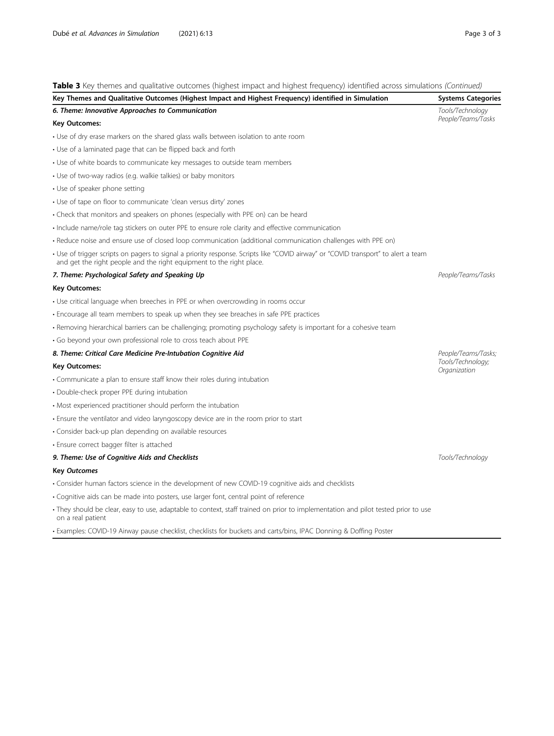**Table 3** Key themes and qualitative outcomes (highest impact and highest frequency) identified across simulations *(Continued)*

| Key Themes and Qualitative Outcomes (Highest Impact and Highest Frequency) identified in Simulation | Systems Categories |
|---|---|
| ***6. Theme: Innovative Approaches to Communication*** | *Tools/Technology People/Teams/Tasks* |
| **Key Outcomes:** | |
| • Use of dry erase markers on the shared glass walls between isolation to ante room | |
| • Use of a laminated page that can be flipped back and forth | |
| • Use of white boards to communicate key messages to outside team members | |
| • Use of two-way radios (e.g. walkie talkies) or baby monitors | |
| • Use of speaker phone setting | |
| • Use of tape on floor to communicate 'clean versus dirty' zones | |
| • Check that monitors and speakers on phones (especially with PPE on) can be heard | |
| • Include name/role tag stickers on outer PPE to ensure role clarity and effective communication | |
| • Reduce noise and ensure use of closed loop communication (additional communication challenges with PPE on) | |
| • Use of trigger scripts on pagers to signal a priority response. Scripts like "COVID airway" or "COVID transport" to alert a team and get the right people and the right equipment to the right place. | |
| ***7. Theme: Psychological Safety and Speaking Up*** | *People/Teams/Tasks* |
| **Key Outcomes:** | |
| • Use critical language when breeches in PPE or when overcrowding in rooms occur | |
| • Encourage all team members to speak up when they see breaches in safe PPE practices | |
| • Removing hierarchical barriers can be challenging; promoting psychology safety is important for a cohesive team | |
| • Go beyond your own professional role to cross teach about PPE | |
| ***8. Theme: Critical Care Medicine Pre-Intubation Cognitive Aid*** | *People/Teams/Tasks; Tools/Technology; Organization* |
| **Key Outcomes:** | |
| • Communicate a plan to ensure staff know their roles during intubation | |
| • Double-check proper PPE during intubation | |
| • Most experienced practitioner should perform the intubation | |
| • Ensure the ventilator and video laryngoscopy device are in the room prior to start | |
| • Consider back-up plan depending on available resources | |
| • Ensure correct bagger filter is attached | |
| ***9. Theme: Use of Cognitive Aids and Checklists*** | *Tools/Technology* |
| **Key *Outcomes*** | |
| • Consider human factors science in the development of new COVID-19 cognitive aids and checklists | |
| • Cognitive aids can be made into posters, use larger font, central point of reference | |
| • They should be clear, easy to use, adaptable to context, staff trained on prior to implementation and pilot tested prior to use on a real patient | |
| • Examples: COVID-19 Airway pause checklist, checklists for buckets and carts/bins, IPAC Donning & Doffing Poster | |